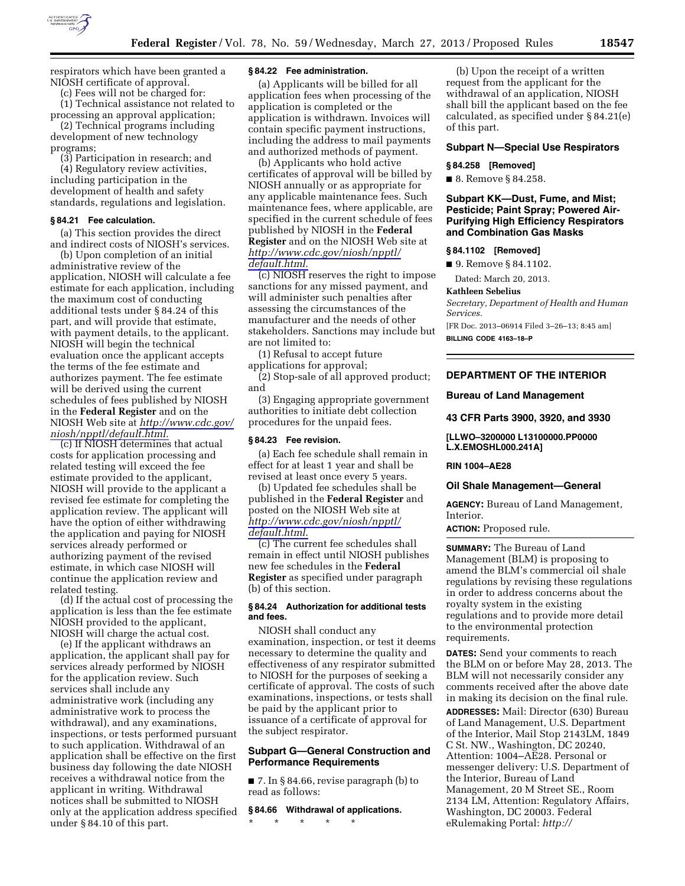respirators which have been granted a NIOSH certificate of approval.

(c) Fees will not be charged for:

(1) Technical assistance not related to processing an approval application;

(2) Technical programs including development of new technology programs;

(3) Participation in research; and

(4) Regulatory review activities, including participation in the development of health and safety standards, regulations and legislation.

### § 84.21 Fee calculation.

(a) This section provides the direct and indirect costs of NIOSH's services.

(b) Upon completion of an initial administrative review of the application, NIOSH will calculate a fee estimate for each application, including the maximum cost of conducting additional tests under § 84.24 of this part, and will provide that estimate, with payment details, to the applicant. NIOSH will begin the technical evaluation once the applicant accepts the terms of the fee estimate and authorizes payment. The fee estimate will be derived using the current schedules of fees published by NIOSH in the **Federal Register** and on the NIOSH Web site at *http://www.cdc.gov/niosh/npptl/default.html.*

(c) If NIOSH determines that actual costs for application processing and related testing will exceed the fee estimate provided to the applicant, NIOSH will provide to the applicant a revised fee estimate for completing the application review. The applicant will have the option of either withdrawing the application and paying for NIOSH services already performed or authorizing payment of the revised estimate, in which case NIOSH will continue the application review and related testing.

(d) If the actual cost of processing the application is less than the fee estimate NIOSH provided to the applicant, NIOSH will charge the actual cost.

(e) If the applicant withdraws an application, the applicant shall pay for services already performed by NIOSH for the application review. Such services shall include any administrative work (including any administrative work to process the withdrawal), and any examinations, inspections, or tests performed pursuant to such application. Withdrawal of an application shall be effective on the first business day following the date NIOSH receives a withdrawal notice from the applicant in writing. Withdrawal notices shall be submitted to NIOSH only at the application address specified under § 84.10 of this part.

### § 84.22 Fee administration.

(a) Applicants will be billed for all application fees when processing of the application is completed or the application is withdrawn. Invoices will contain specific payment instructions, including the address to mail payments and authorized methods of payment.

(b) Applicants who hold active certificates of approval will be billed by NIOSH annually or as appropriate for any applicable maintenance fees. Such maintenance fees, where applicable, are specified in the current schedule of fees published by NIOSH in the **Federal Register** and on the NIOSH Web site at *http://www.cdc.gov/niosh/npptl/default.html.*

(c) NIOSH reserves the right to impose sanctions for any missed payment, and will administer such penalties after assessing the circumstances of the manufacturer and the needs of other stakeholders. Sanctions may include but are not limited to:

(1) Refusal to accept future applications for approval;

(2) Stop-sale of all approved product; and

(3) Engaging appropriate government authorities to initiate debt collection procedures for the unpaid fees.

### § 84.23 Fee revision.

(a) Each fee schedule shall remain in effect for at least 1 year and shall be revised at least once every 5 years.

(b) Updated fee schedules shall be published in the **Federal Register** and posted on the NIOSH Web site at *http://www.cdc.gov/niosh/npptl/default.html.*

(c) The current fee schedules shall remain in effect until NIOSH publishes new fee schedules in the **Federal Register** as specified under paragraph (b) of this section.

### § 84.24 Authorization for additional tests and fees.

NIOSH shall conduct any examination, inspection, or test it deems necessary to determine the quality and effectiveness of any respirator submitted to NIOSH for the purposes of seeking a certificate of approval. The costs of such examinations, inspections, or tests shall be paid by the applicant prior to issuance of a certificate of approval for the subject respirator.

## Subpart G—General Construction and Performance Requirements

■ 7. In § 84.66, revise paragraph (b) to read as follows:

### § 84.66 Withdrawal of applications.

\* \* \* \* \*

(b) Upon the receipt of a written request from the applicant for the withdrawal of an application, NIOSH shall bill the applicant based on the fee calculated, as specified under § 84.21(e) of this part.

## Subpart N—Special Use Respirators

### § 84.258 [Removed]

■ 8. Remove § 84.258.

## Subpart KK—Dust, Fume, and Mist; Pesticide; Paint Spray; Powered Air-Purifying High Efficiency Respirators and Combination Gas Masks

### § 84.1102 [Removed]

■ 9. Remove § 84.1102.

Dated: March 20, 2013.

**Kathleen Sebelius**

*Secretary, Department of Health and Human Services.*

[FR Doc. 2013–06914 Filed 3–26–13; 8:45 am]

**BILLING CODE 4163–18–P**

---

## DEPARTMENT OF THE INTERIOR

## Bureau of Land Management

## 43 CFR Parts 3900, 3920, and 3930

**[LLWO–3200000 L13100000.PP0000 L.X.EMOSHL000.241A]**

**RIN 1004–AE28**

## Oil Shale Management—General

**AGENCY:** Bureau of Land Management, Interior.

**ACTION:** Proposed rule.

**SUMMARY:** The Bureau of Land Management (BLM) is proposing to amend the BLM's commercial oil shale regulations by revising these regulations in order to address concerns about the royalty system in the existing regulations and to provide more detail to the environmental protection requirements.

**DATES:** Send your comments to reach the BLM on or before May 28, 2013. The BLM will not necessarily consider any comments received after the above date in making its decision on the final rule.

**ADDRESSES:** Mail: Director (630) Bureau of Land Management, U.S. Department of the Interior, Mail Stop 2143LM, 1849 C St. NW., Washington, DC 20240, Attention: 1004–AE28. Personal or messenger delivery: U.S. Department of the Interior, Bureau of Land Management, 20 M Street SE., Room 2134 LM, Attention: Regulatory Affairs, Washington, DC 20003. Federal eRulemaking Portal: *http://*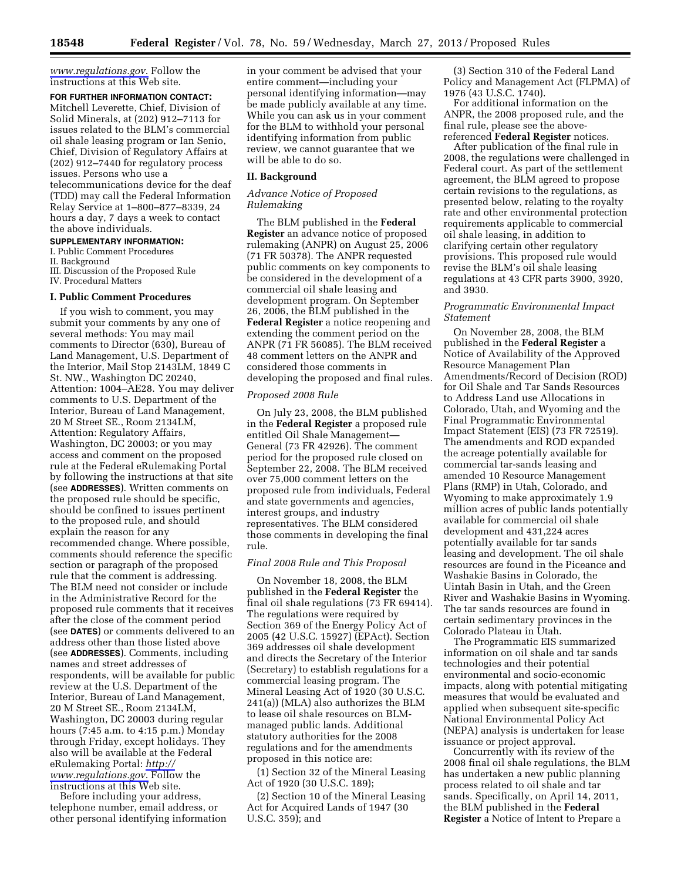www.regulations.gov. Follow the instructions at this Web site.

**FOR FURTHER INFORMATION CONTACT:** Mitchell Leverette, Chief, Division of Solid Minerals, at (202) 912–7113 for issues related to the BLM's commercial oil shale leasing program or Ian Senio, Chief, Division of Regulatory Affairs at (202) 912–7440 for regulatory process issues. Persons who use a telecommunications device for the deaf (TDD) may call the Federal Information Relay Service at 1–800–877–8339, 24 hours a day, 7 days a week to contact the above individuals.

**SUPPLEMENTARY INFORMATION:**

I. Public Comment Procedures
II. Background
III. Discussion of the Proposed Rule
IV. Procedural Matters

## I. Public Comment Procedures

If you wish to comment, you may submit your comments by any one of several methods: You may mail comments to Director (630), Bureau of Land Management, U.S. Department of the Interior, Mail Stop 2143LM, 1849 C St. NW., Washington DC 20240, Attention: 1004–AE28. You may deliver comments to U.S. Department of the Interior, Bureau of Land Management, 20 M Street SE., Room 2134LM, Attention: Regulatory Affairs, Washington, DC 20003; or you may access and comment on the proposed rule at the Federal eRulemaking Portal by following the instructions at that site (see **ADDRESSES**). Written comments on the proposed rule should be specific, should be confined to issues pertinent to the proposed rule, and should explain the reason for any recommended change. Where possible, comments should reference the specific section or paragraph of the proposed rule that the comment is addressing. The BLM need not consider or include in the Administrative Record for the proposed rule comments that it receives after the close of the comment period (see **DATES**) or comments delivered to an address other than those listed above (see **ADDRESSES**). Comments, including names and street addresses of respondents, will be available for public review at the U.S. Department of the Interior, Bureau of Land Management, 20 M Street SE., Room 2134LM, Washington, DC 20003 during regular hours (7:45 a.m. to 4:15 p.m.) Monday through Friday, except holidays. They also will be available at the Federal eRulemaking Portal: http://www.regulations.gov. Follow the instructions at this Web site.

Before including your address, telephone number, email address, or other personal identifying information in your comment be advised that your entire comment—including your personal identifying information—may be made publicly available at any time. While you can ask us in your comment for the BLM to withhold your personal identifying information from public review, we cannot guarantee that we will be able to do so.

## II. Background

### *Advance Notice of Proposed Rulemaking*

The BLM published in the **Federal Register** an advance notice of proposed rulemaking (ANPR) on August 25, 2006 (71 FR 50378). The ANPR requested public comments on key components to be considered in the development of a commercial oil shale leasing and development program. On September 26, 2006, the BLM published in the **Federal Register** a notice reopening and extending the comment period on the ANPR (71 FR 56085). The BLM received 48 comment letters on the ANPR and considered those comments in developing the proposed and final rules.

### *Proposed 2008 Rule*

On July 23, 2008, the BLM published in the **Federal Register** a proposed rule entitled Oil Shale Management—General (73 FR 42926). The comment period for the proposed rule closed on September 22, 2008. The BLM received over 75,000 comment letters on the proposed rule from individuals, Federal and state governments and agencies, interest groups, and industry representatives. The BLM considered those comments in developing the final rule.

### *Final 2008 Rule and This Proposal*

On November 18, 2008, the BLM published in the **Federal Register** the final oil shale regulations (73 FR 69414). The regulations were required by Section 369 of the Energy Policy Act of 2005 (42 U.S.C. 15927) (EPAct). Section 369 addresses oil shale development and directs the Secretary of the Interior (Secretary) to establish regulations for a commercial leasing program. The Mineral Leasing Act of 1920 (30 U.S.C. 241(a)) (MLA) also authorizes the BLM to lease oil shale resources on BLM-managed public lands. Additional statutory authorities for the 2008 regulations and for the amendments proposed in this notice are:

(1) Section 32 of the Mineral Leasing Act of 1920 (30 U.S.C. 189);

(2) Section 10 of the Mineral Leasing Act for Acquired Lands of 1947 (30 U.S.C. 359); and

(3) Section 310 of the Federal Land Policy and Management Act (FLPMA) of 1976 (43 U.S.C. 1740).

For additional information on the ANPR, the 2008 proposed rule, and the final rule, please see the above-referenced **Federal Register** notices.

After publication of the final rule in 2008, the regulations were challenged in Federal court. As part of the settlement agreement, the BLM agreed to propose certain revisions to the regulations, as presented below, relating to the royalty rate and other environmental protection requirements applicable to commercial oil shale leasing, in addition to clarifying certain other regulatory provisions. This proposed rule would revise the BLM's oil shale leasing regulations at 43 CFR parts 3900, 3920, and 3930.

### *Programmatic Environmental Impact Statement*

On November 28, 2008, the BLM published in the **Federal Register** a Notice of Availability of the Approved Resource Management Plan Amendments/Record of Decision (ROD) for Oil Shale and Tar Sands Resources to Address Land use Allocations in Colorado, Utah, and Wyoming and the Final Programmatic Environmental Impact Statement (EIS) (73 FR 72519). The amendments and ROD expanded the acreage potentially available for commercial tar-sands leasing and amended 10 Resource Management Plans (RMP) in Utah, Colorado, and Wyoming to make approximately 1.9 million acres of public lands potentially available for commercial oil shale development and 431,224 acres potentially available for tar sands leasing and development. The oil shale resources are found in the Piceance and Washakie Basins in Colorado, the Uintah Basin in Utah, and the Green River and Washakie Basins in Wyoming. The tar sands resources are found in certain sedimentary provinces in the Colorado Plateau in Utah.

The Programmatic EIS summarized information on oil shale and tar sands technologies and their potential environmental and socio-economic impacts, along with potential mitigating measures that would be evaluated and applied when subsequent site-specific National Environmental Policy Act (NEPA) analysis is undertaken for lease issuance or project approval.

Concurrently with its review of the 2008 final oil shale regulations, the BLM has undertaken a new public planning process related to oil shale and tar sands. Specifically, on April 14, 2011, the BLM published in the **Federal Register** a Notice of Intent to Prepare a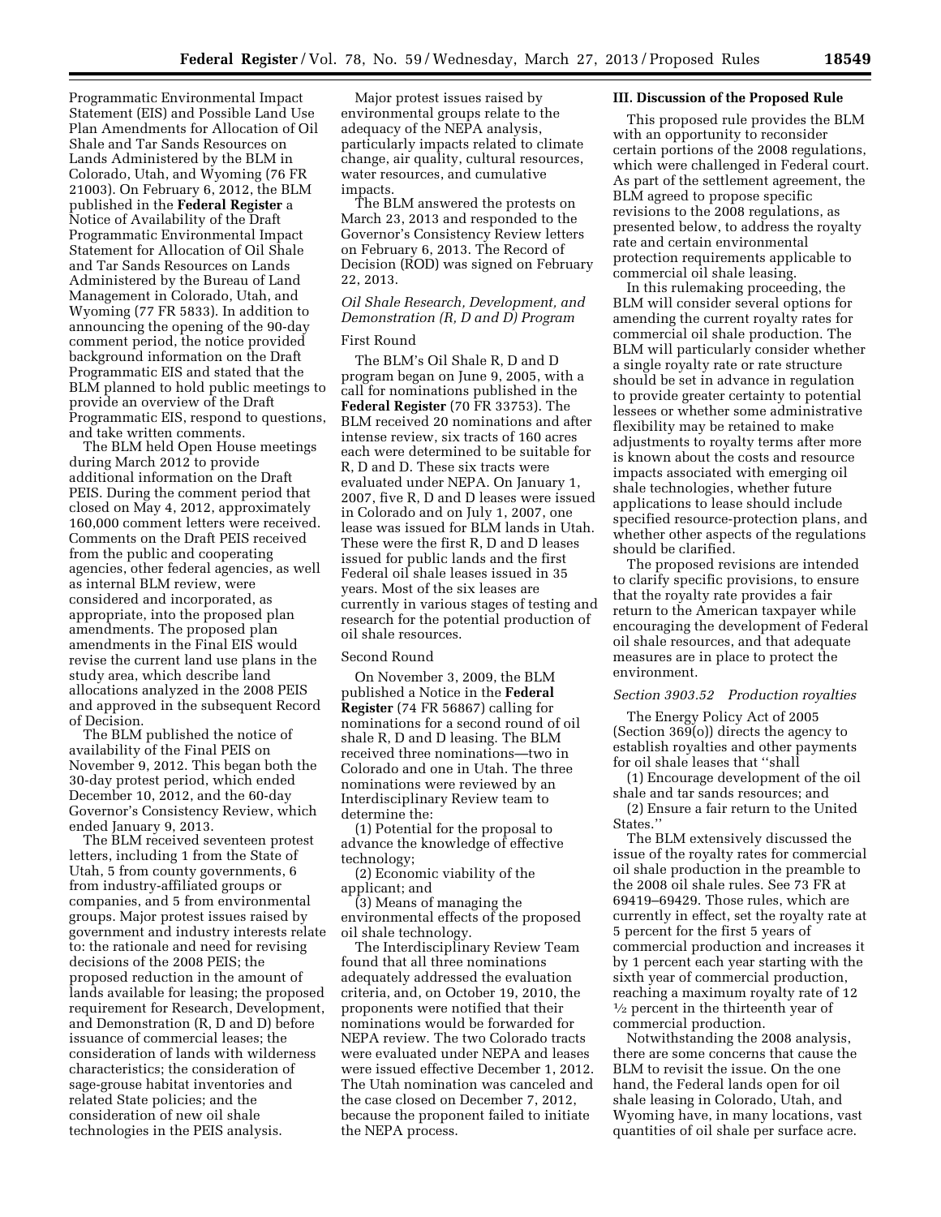Programmatic Environmental Impact Statement (EIS) and Possible Land Use Plan Amendments for Allocation of Oil Shale and Tar Sands Resources on Lands Administered by the BLM in Colorado, Utah, and Wyoming (76 FR 21003). On February 6, 2012, the BLM published in the **Federal Register** a Notice of Availability of the Draft Programmatic Environmental Impact Statement for Allocation of Oil Shale and Tar Sands Resources on Lands Administered by the Bureau of Land Management in Colorado, Utah, and Wyoming (77 FR 5833). In addition to announcing the opening of the 90-day comment period, the notice provided background information on the Draft Programmatic EIS and stated that the BLM planned to hold public meetings to provide an overview of the Draft Programmatic EIS, respond to questions, and take written comments.

The BLM held Open House meetings during March 2012 to provide additional information on the Draft PEIS. During the comment period that closed on May 4, 2012, approximately 160,000 comment letters were received. Comments on the Draft PEIS received from the public and cooperating agencies, other federal agencies, as well as internal BLM review, were considered and incorporated, as appropriate, into the proposed plan amendments. The proposed plan amendments in the Final EIS would revise the current land use plans in the study area, which describe land allocations analyzed in the 2008 PEIS and approved in the subsequent Record of Decision.

The BLM published the notice of availability of the Final PEIS on November 9, 2012. This began both the 30-day protest period, which ended December 10, 2012, and the 60-day Governor's Consistency Review, which ended January 9, 2013.

The BLM received seventeen protest letters, including 1 from the State of Utah, 5 from county governments, 6 from industry-affiliated groups or companies, and 5 from environmental groups. Major protest issues raised by government and industry interests relate to: the rationale and need for revising decisions of the 2008 PEIS; the proposed reduction in the amount of lands available for leasing; the proposed requirement for Research, Development, and Demonstration (R, D and D) before issuance of commercial leases; the consideration of lands with wilderness characteristics; the consideration of sage-grouse habitat inventories and related State policies; and the consideration of new oil shale technologies in the PEIS analysis.

Major protest issues raised by environmental groups relate to the adequacy of the NEPA analysis, particularly impacts related to climate change, air quality, cultural resources, water resources, and cumulative impacts.

The BLM answered the protests on March 23, 2013 and responded to the Governor's Consistency Review letters on February 6, 2013. The Record of Decision (ROD) was signed on February 22, 2013.

### *Oil Shale Research, Development, and Demonstration (R, D and D) Program*

#### First Round

The BLM's Oil Shale R, D and D program began on June 9, 2005, with a call for nominations published in the **Federal Register** (70 FR 33753). The BLM received 20 nominations and after intense review, six tracts of 160 acres each were determined to be suitable for R, D and D. These six tracts were evaluated under NEPA. On January 1, 2007, five R, D and D leases were issued in Colorado and on July 1, 2007, one lease was issued for BLM lands in Utah. These were the first R, D and D leases issued for public lands and the first Federal oil shale leases issued in 35 years. Most of the six leases are currently in various stages of testing and research for the potential production of oil shale resources.

#### Second Round

On November 3, 2009, the BLM published a Notice in the **Federal Register** (74 FR 56867) calling for nominations for a second round of oil shale R, D and D leasing. The BLM received three nominations—two in Colorado and one in Utah. The three nominations were reviewed by an Interdisciplinary Review team to determine the:

(1) Potential for the proposal to advance the knowledge of effective technology;

(2) Economic viability of the applicant; and

(3) Means of managing the environmental effects of the proposed oil shale technology.

The Interdisciplinary Review Team found that all three nominations adequately addressed the evaluation criteria, and, on October 19, 2010, the proponents were notified that their nominations would be forwarded for NEPA review. The two Colorado tracts were evaluated under NEPA and leases were issued effective December 1, 2012. The Utah nomination was canceled and the case closed on December 7, 2012, because the proponent failed to initiate the NEPA process.

## III. Discussion of the Proposed Rule

This proposed rule provides the BLM with an opportunity to reconsider certain portions of the 2008 regulations, which were challenged in Federal court. As part of the settlement agreement, the BLM agreed to propose specific revisions to the 2008 regulations, as presented below, to address the royalty rate and certain environmental protection requirements applicable to commercial oil shale leasing.

In this rulemaking proceeding, the BLM will consider several options for amending the current royalty rates for commercial oil shale production. The BLM will particularly consider whether a single royalty rate or rate structure should be set in advance in regulation to provide greater certainty to potential lessees or whether some administrative flexibility may be retained to make adjustments to royalty terms after more is known about the costs and resource impacts associated with emerging oil shale technologies, whether future applications to lease should include specified resource-protection plans, and whether other aspects of the regulations should be clarified.

The proposed revisions are intended to clarify specific provisions, to ensure that the royalty rate provides a fair return to the American taxpayer while encouraging the development of Federal oil shale resources, and that adequate measures are in place to protect the environment.

### *Section 3903.52 Production royalties*

The Energy Policy Act of 2005 (Section 369(o)) directs the agency to establish royalties and other payments for oil shale leases that ''shall

(1) Encourage development of the oil shale and tar sands resources; and

(2) Ensure a fair return to the United States.''

The BLM extensively discussed the issue of the royalty rates for commercial oil shale production in the preamble to the 2008 oil shale rules. See 73 FR at 69419–69429. Those rules, which are currently in effect, set the royalty rate at 5 percent for the first 5 years of commercial production and increases it by 1 percent each year starting with the sixth year of commercial production, reaching a maximum royalty rate of 12 ½ percent in the thirteenth year of commercial production.

Notwithstanding the 2008 analysis, there are some concerns that cause the BLM to revisit the issue. On the one hand, the Federal lands open for oil shale leasing in Colorado, Utah, and Wyoming have, in many locations, vast quantities of oil shale per surface acre.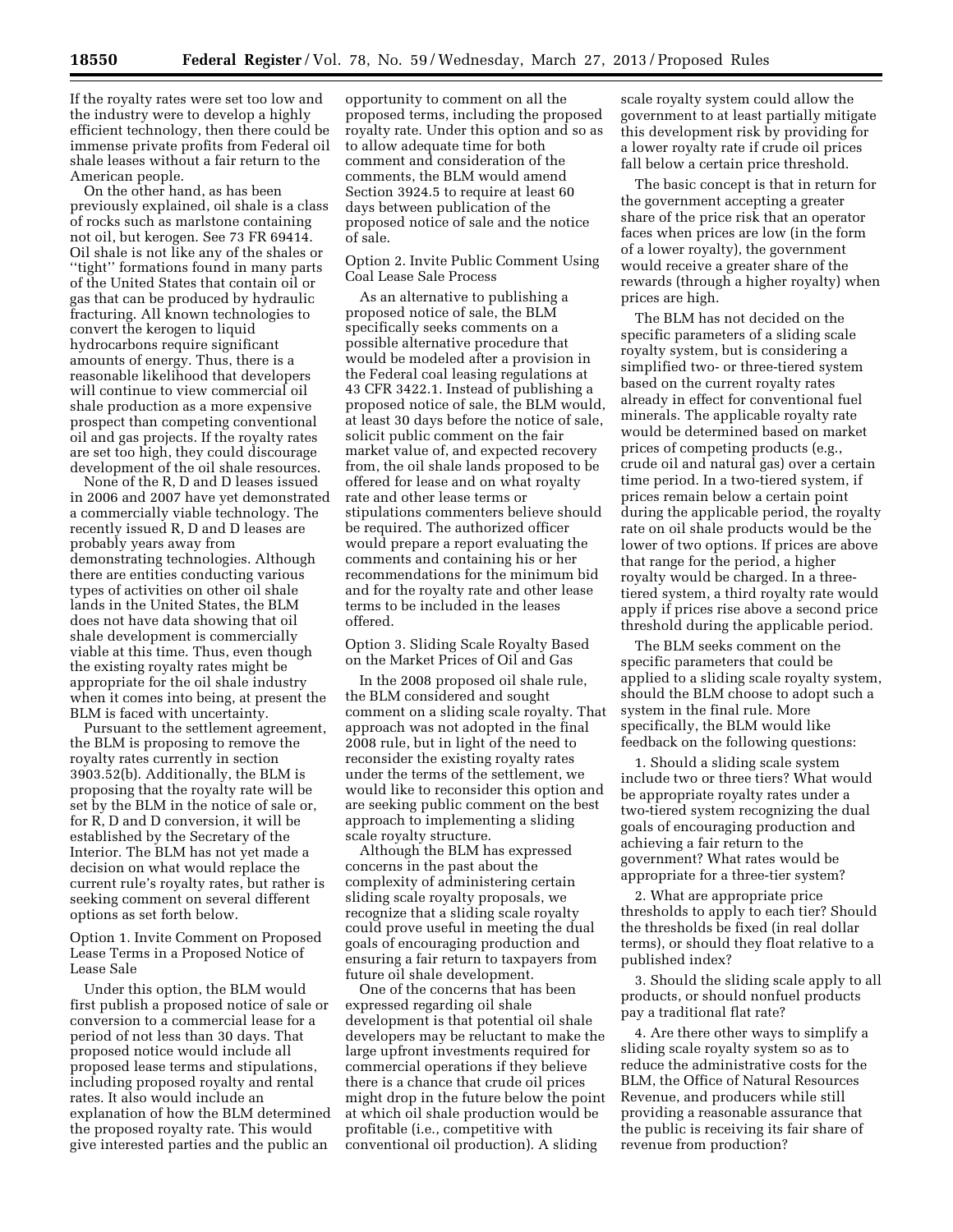If the royalty rates were set too low and the industry were to develop a highly efficient technology, then there could be immense private profits from Federal oil shale leases without a fair return to the American people.

On the other hand, as has been previously explained, oil shale is a class of rocks such as marlstone containing not oil, but kerogen. See 73 FR 69414. Oil shale is not like any of the shales or ''tight'' formations found in many parts of the United States that contain oil or gas that can be produced by hydraulic fracturing. All known technologies to convert the kerogen to liquid hydrocarbons require significant amounts of energy. Thus, there is a reasonable likelihood that developers will continue to view commercial oil shale production as a more expensive prospect than competing conventional oil and gas projects. If the royalty rates are set too high, they could discourage development of the oil shale resources.

None of the R, D and D leases issued in 2006 and 2007 have yet demonstrated a commercially viable technology. The recently issued R, D and D leases are probably years away from demonstrating technologies. Although there are entities conducting various types of activities on other oil shale lands in the United States, the BLM does not have data showing that oil shale development is commercially viable at this time. Thus, even though the existing royalty rates might be appropriate for the oil shale industry when it comes into being, at present the BLM is faced with uncertainty.

Pursuant to the settlement agreement, the BLM is proposing to remove the royalty rates currently in section 3903.52(b). Additionally, the BLM is proposing that the royalty rate will be set by the BLM in the notice of sale or, for R, D and D conversion, it will be established by the Secretary of the Interior. The BLM has not yet made a decision on what would replace the current rule's royalty rates, but rather is seeking comment on several different options as set forth below.

Option 1. Invite Comment on Proposed Lease Terms in a Proposed Notice of Lease Sale

Under this option, the BLM would first publish a proposed notice of sale or conversion to a commercial lease for a period of not less than 30 days. That proposed notice would include all proposed lease terms and stipulations, including proposed royalty and rental rates. It also would include an explanation of how the BLM determined the proposed royalty rate. This would give interested parties and the public an opportunity to comment on all the proposed terms, including the proposed royalty rate. Under this option and so as to allow adequate time for both comment and consideration of the comments, the BLM would amend Section 3924.5 to require at least 60 days between publication of the proposed notice of sale and the notice of sale.

Option 2. Invite Public Comment Using Coal Lease Sale Process

As an alternative to publishing a proposed notice of sale, the BLM specifically seeks comments on a possible alternative procedure that would be modeled after a provision in the Federal coal leasing regulations at 43 CFR 3422.1. Instead of publishing a proposed notice of sale, the BLM would, at least 30 days before the notice of sale, solicit public comment on the fair market value of, and expected recovery from, the oil shale lands proposed to be offered for lease and on what royalty rate and other lease terms or stipulations commenters believe should be required. The authorized officer would prepare a report evaluating the comments and containing his or her recommendations for the minimum bid and for the royalty rate and other lease terms to be included in the leases offered.

Option 3. Sliding Scale Royalty Based on the Market Prices of Oil and Gas

In the 2008 proposed oil shale rule, the BLM considered and sought comment on a sliding scale royalty. That approach was not adopted in the final 2008 rule, but in light of the need to reconsider the existing royalty rates under the terms of the settlement, we would like to reconsider this option and are seeking public comment on the best approach to implementing a sliding scale royalty structure.

Although the BLM has expressed concerns in the past about the complexity of administering certain sliding scale royalty proposals, we recognize that a sliding scale royalty could prove useful in meeting the dual goals of encouraging production and ensuring a fair return to taxpayers from future oil shale development.

One of the concerns that has been expressed regarding oil shale development is that potential oil shale developers may be reluctant to make the large upfront investments required for commercial operations if they believe there is a chance that crude oil prices might drop in the future below the point at which oil shale production would be profitable (i.e., competitive with conventional oil production). A sliding scale royalty system could allow the government to at least partially mitigate this development risk by providing for a lower royalty rate if crude oil prices fall below a certain price threshold.

The basic concept is that in return for the government accepting a greater share of the price risk that an operator faces when prices are low (in the form of a lower royalty), the government would receive a greater share of the rewards (through a higher royalty) when prices are high.

The BLM has not decided on the specific parameters of a sliding scale royalty system, but is considering a simplified two- or three-tiered system based on the current royalty rates already in effect for conventional fuel minerals. The applicable royalty rate would be determined based on market prices of competing products (e.g., crude oil and natural gas) over a certain time period. In a two-tiered system, if prices remain below a certain point during the applicable period, the royalty rate on oil shale products would be the lower of two options. If prices are above that range for the period, a higher royalty would be charged. In a three-tiered system, a third royalty rate would apply if prices rise above a second price threshold during the applicable period.

The BLM seeks comment on the specific parameters that could be applied to a sliding scale royalty system, should the BLM choose to adopt such a system in the final rule. More specifically, the BLM would like feedback on the following questions:

1. Should a sliding scale system include two or three tiers? What would be appropriate royalty rates under a two-tiered system recognizing the dual goals of encouraging production and achieving a fair return to the government? What rates would be appropriate for a three-tier system?

2. What are appropriate price thresholds to apply to each tier? Should the thresholds be fixed (in real dollar terms), or should they float relative to a published index?

3. Should the sliding scale apply to all products, or should nonfuel products pay a traditional flat rate?

4. Are there other ways to simplify a sliding scale royalty system so as to reduce the administrative costs for the BLM, the Office of Natural Resources Revenue, and producers while still providing a reasonable assurance that the public is receiving its fair share of revenue from production?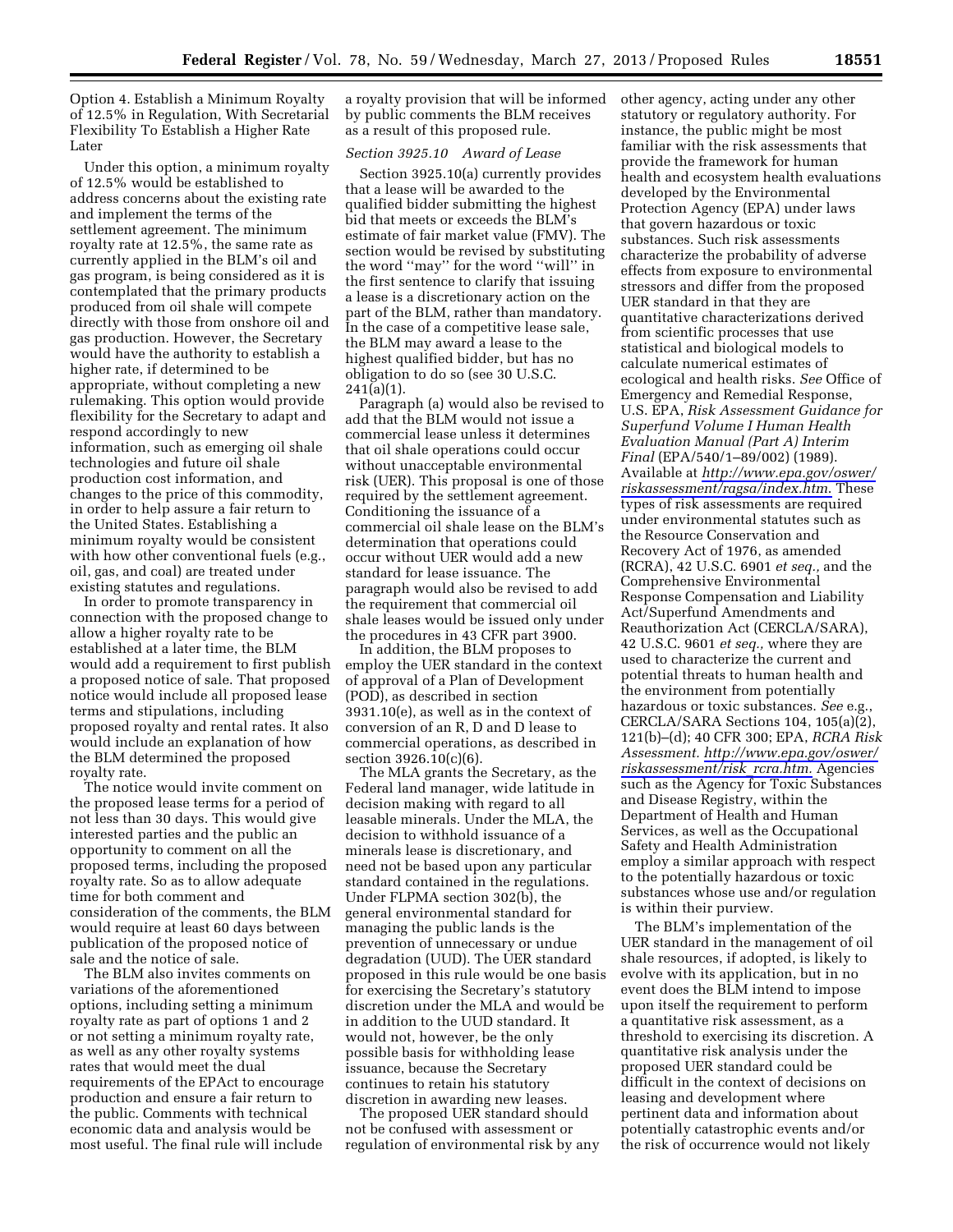Option 4. Establish a Minimum Royalty of 12.5% in Regulation, With Secretarial Flexibility To Establish a Higher Rate Later

Under this option, a minimum royalty of 12.5% would be established to address concerns about the existing rate and implement the terms of the settlement agreement. The minimum royalty rate at 12.5%, the same rate as currently applied in the BLM's oil and gas program, is being considered as it is contemplated that the primary products produced from oil shale will compete directly with those from onshore oil and gas production. However, the Secretary would have the authority to establish a higher rate, if determined to be appropriate, without completing a new rulemaking. This option would provide flexibility for the Secretary to adapt and respond accordingly to new information, such as emerging oil shale technologies and future oil shale production cost information, and changes to the price of this commodity, in order to help assure a fair return to the United States. Establishing a minimum royalty would be consistent with how other conventional fuels (e.g., oil, gas, and coal) are treated under existing statutes and regulations.

In order to promote transparency in connection with the proposed change to allow a higher royalty rate to be established at a later time, the BLM would add a requirement to first publish a proposed notice of sale. That proposed notice would include all proposed lease terms and stipulations, including proposed royalty and rental rates. It also would include an explanation of how the BLM determined the proposed royalty rate.

The notice would invite comment on the proposed lease terms for a period of not less than 30 days. This would give interested parties and the public an opportunity to comment on all the proposed terms, including the proposed royalty rate. So as to allow adequate time for both comment and consideration of the comments, the BLM would require at least 60 days between publication of the proposed notice of sale and the notice of sale.

The BLM also invites comments on variations of the aforementioned options, including setting a minimum royalty rate as part of options 1 and 2 or not setting a minimum royalty rate, as well as any other royalty systems rates that would meet the dual requirements of the EPAct to encourage production and ensure a fair return to the public. Comments with technical economic data and analysis would be most useful. The final rule will include a royalty provision that will be informed by public comments the BLM receives as a result of this proposed rule.

*Section 3925.10 Award of Lease*

Section 3925.10(a) currently provides that a lease will be awarded to the qualified bidder submitting the highest bid that meets or exceeds the BLM's estimate of fair market value (FMV). The section would be revised by substituting the word ''may'' for the word ''will'' in the first sentence to clarify that issuing a lease is a discretionary action on the part of the BLM, rather than mandatory. In the case of a competitive lease sale, the BLM may award a lease to the highest qualified bidder, but has no obligation to do so (see 30 U.S.C. 241(a)(1).

Paragraph (a) would also be revised to add that the BLM would not issue a commercial lease unless it determines that oil shale operations could occur without unacceptable environmental risk (UER). This proposal is one of those required by the settlement agreement. Conditioning the issuance of a commercial oil shale lease on the BLM's determination that operations could occur without UER would add a new standard for lease issuance. The paragraph would also be revised to add the requirement that commercial oil shale leases would be issued only under the procedures in 43 CFR part 3900.

In addition, the BLM proposes to employ the UER standard in the context of approval of a Plan of Development (POD), as described in section 3931.10(e), as well as in the context of conversion of an R, D and D lease to commercial operations, as described in section 3926.10(c)(6).

The MLA grants the Secretary, as the Federal land manager, wide latitude in decision making with regard to all leasable minerals. Under the MLA, the decision to withhold issuance of a minerals lease is discretionary, and need not be based upon any particular standard contained in the regulations. Under FLPMA section 302(b), the general environmental standard for managing the public lands is the prevention of unnecessary or undue degradation (UUD). The UER standard proposed in this rule would be one basis for exercising the Secretary's statutory discretion under the MLA and would be in addition to the UUD standard. It would not, however, be the only possible basis for withholding lease issuance, because the Secretary continues to retain his statutory discretion in awarding new leases.

The proposed UER standard should not be confused with assessment or regulation of environmental risk by any other agency, acting under any other statutory or regulatory authority. For instance, the public might be most familiar with the risk assessments that provide the framework for human health and ecosystem health evaluations developed by the Environmental Protection Agency (EPA) under laws that govern hazardous or toxic substances. Such risk assessments characterize the probability of adverse effects from exposure to environmental stressors and differ from the proposed UER standard in that they are quantitative characterizations derived from scientific processes that use statistical and biological models to calculate numerical estimates of ecological and health risks. *See* Office of Emergency and Remedial Response, U.S. EPA, *Risk Assessment Guidance for Superfund Volume I Human Health Evaluation Manual (Part A) Interim Final* (EPA/540/1–89/002) (1989). Available at *http://www.epa.gov/oswer/riskassessment/ragsa/index.htm.* These types of risk assessments are required under environmental statutes such as the Resource Conservation and Recovery Act of 1976, as amended (RCRA), 42 U.S.C. 6901 *et seq.,* and the Comprehensive Environmental Response Compensation and Liability Act/Superfund Amendments and Reauthorization Act (CERCLA/SARA), 42 U.S.C. 9601 *et seq.,* where they are used to characterize the current and potential threats to human health and the environment from potentially hazardous or toxic substances. *See* e.g., CERCLA/SARA Sections 104, 105(a)(2), 121(b)–(d); 40 CFR 300; EPA, *RCRA Risk Assessment. http://www.epa.gov/oswer/riskassessment/risk_rcra.htm.* Agencies such as the Agency for Toxic Substances and Disease Registry, within the Department of Health and Human Services, as well as the Occupational Safety and Health Administration employ a similar approach with respect to the potentially hazardous or toxic substances whose use and/or regulation is within their purview.

The BLM's implementation of the UER standard in the management of oil shale resources, if adopted, is likely to evolve with its application, but in no event does the BLM intend to impose upon itself the requirement to perform a quantitative risk assessment, as a threshold to exercising its discretion. A quantitative risk analysis under the proposed UER standard could be difficult in the context of decisions on leasing and development where pertinent data and information about potentially catastrophic events and/or the risk of occurrence would not likely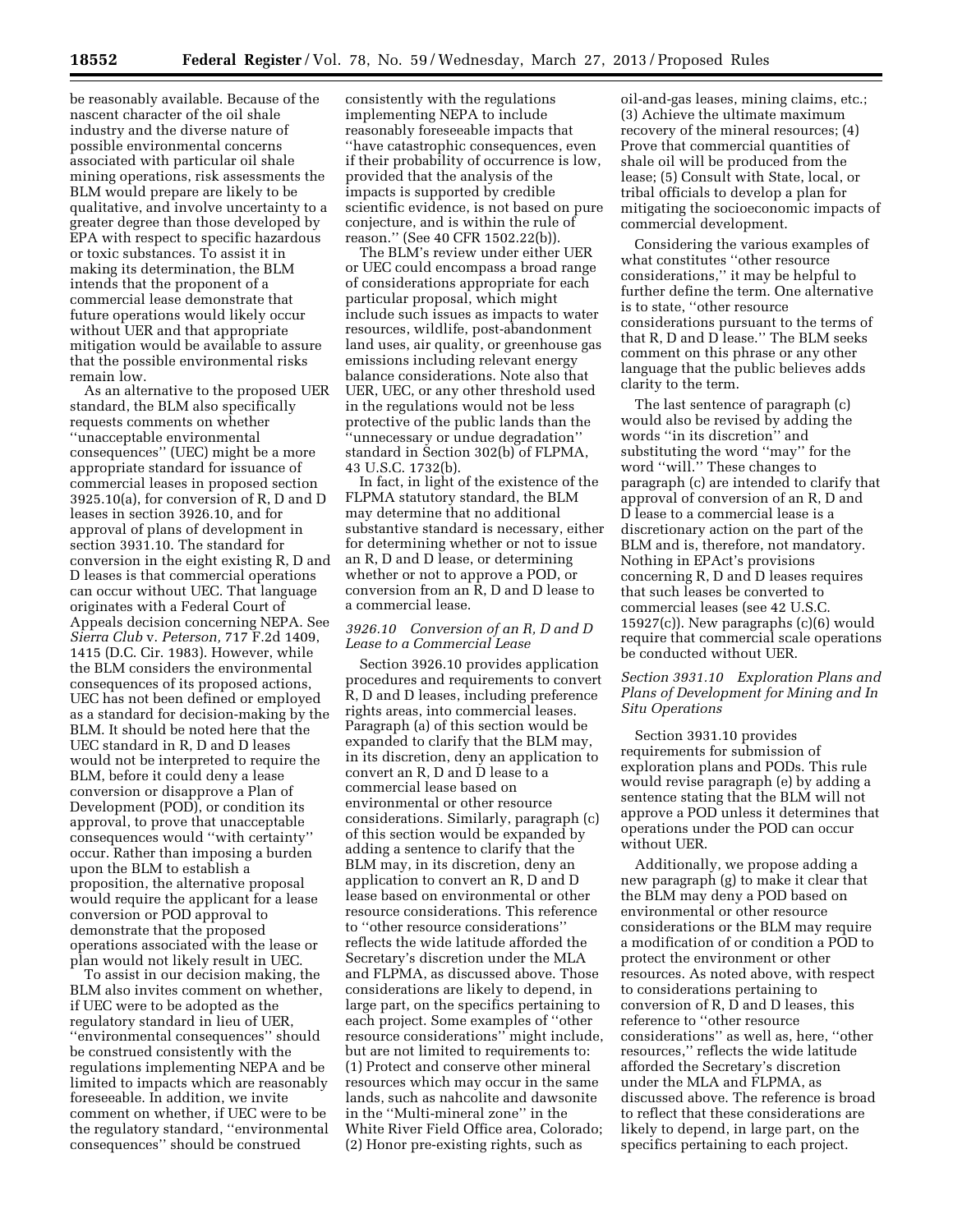be reasonably available. Because of the nascent character of the oil shale industry and the diverse nature of possible environmental concerns associated with particular oil shale mining operations, risk assessments the BLM would prepare are likely to be qualitative, and involve uncertainty to a greater degree than those developed by EPA with respect to specific hazardous or toxic substances. To assist it in making its determination, the BLM intends that the proponent of a commercial lease demonstrate that future operations would likely occur without UER and that appropriate mitigation would be available to assure that the possible environmental risks remain low.

As an alternative to the proposed UER standard, the BLM also specifically requests comments on whether ''unacceptable environmental consequences'' (UEC) might be a more appropriate standard for issuance of commercial leases in proposed section 3925.10(a), for conversion of R, D and D leases in section 3926.10, and for approval of plans of development in section 3931.10. The standard for conversion in the eight existing R, D and D leases is that commercial operations can occur without UEC. That language originates with a Federal Court of Appeals decision concerning NEPA. See *Sierra Club* v. *Peterson,* 717 F.2d 1409, 1415 (D.C. Cir. 1983). However, while the BLM considers the environmental consequences of its proposed actions, UEC has not been defined or employed as a standard for decision-making by the BLM. It should be noted here that the UEC standard in R, D and D leases would not be interpreted to require the BLM, before it could deny a lease conversion or disapprove a Plan of Development (POD), or condition its approval, to prove that unacceptable consequences would ''with certainty'' occur. Rather than imposing a burden upon the BLM to establish a proposition, the alternative proposal would require the applicant for a lease conversion or POD approval to demonstrate that the proposed operations associated with the lease or plan would not likely result in UEC.

To assist in our decision making, the BLM also invites comment on whether, if UEC were to be adopted as the regulatory standard in lieu of UER, ''environmental consequences'' should be construed consistently with the regulations implementing NEPA and be limited to impacts which are reasonably foreseeable. In addition, we invite comment on whether, if UEC were to be the regulatory standard, ''environmental consequences'' should be construed consistently with the regulations implementing NEPA to include reasonably foreseeable impacts that ''have catastrophic consequences, even if their probability of occurrence is low, provided that the analysis of the impacts is supported by credible scientific evidence, is not based on pure conjecture, and is within the rule of reason.'' (See 40 CFR 1502.22(b)).

The BLM's review under either UER or UEC could encompass a broad range of considerations appropriate for each particular proposal, which might include such issues as impacts to water resources, wildlife, post-abandonment land uses, air quality, or greenhouse gas emissions including relevant energy balance considerations. Note also that UER, UEC, or any other threshold used in the regulations would not be less protective of the public lands than the ''unnecessary or undue degradation'' standard in Section 302(b) of FLPMA, 43 U.S.C. 1732(b).

In fact, in light of the existence of the FLPMA statutory standard, the BLM may determine that no additional substantive standard is necessary, either for determining whether or not to issue an R, D and D lease, or determining whether or not to approve a POD, or conversion from an R, D and D lease to a commercial lease.

### *3926.10 Conversion of an R, D and D Lease to a Commercial Lease*

Section 3926.10 provides application procedures and requirements to convert R, D and D leases, including preference rights areas, into commercial leases. Paragraph (a) of this section would be expanded to clarify that the BLM may, in its discretion, deny an application to convert an R, D and D lease to a commercial lease based on environmental or other resource considerations. Similarly, paragraph (c) of this section would be expanded by adding a sentence to clarify that the BLM may, in its discretion, deny an application to convert an R, D and D lease based on environmental or other resource considerations. This reference to ''other resource considerations'' reflects the wide latitude afforded the Secretary's discretion under the MLA and FLPMA, as discussed above. Those considerations are likely to depend, in large part, on the specifics pertaining to each project. Some examples of ''other resource considerations'' might include, but are not limited to requirements to: (1) Protect and conserve other mineral resources which may occur in the same lands, such as nahcolite and dawsonite in the ''Multi-mineral zone'' in the White River Field Office area, Colorado; (2) Honor pre-existing rights, such as oil-and-gas leases, mining claims, etc.; (3) Achieve the ultimate maximum recovery of the mineral resources; (4) Prove that commercial quantities of shale oil will be produced from the lease; (5) Consult with State, local, or tribal officials to develop a plan for mitigating the socioeconomic impacts of commercial development.

Considering the various examples of what constitutes ''other resource considerations,'' it may be helpful to further define the term. One alternative is to state, ''other resource considerations pursuant to the terms of that R, D and D lease.'' The BLM seeks comment on this phrase or any other language that the public believes adds clarity to the term.

The last sentence of paragraph (c) would also be revised by adding the words ''in its discretion'' and substituting the word ''may'' for the word ''will.'' These changes to paragraph (c) are intended to clarify that approval of conversion of an R, D and D lease to a commercial lease is a discretionary action on the part of the BLM and is, therefore, not mandatory. Nothing in EPAct's provisions concerning R, D and D leases requires that such leases be converted to commercial leases (see 42 U.S.C. 15927(c)). New paragraphs (c)(6) would require that commercial scale operations be conducted without UER.

### *Section 3931.10 Exploration Plans and Plans of Development for Mining and In Situ Operations*

Section 3931.10 provides requirements for submission of exploration plans and PODs. This rule would revise paragraph (e) by adding a sentence stating that the BLM will not approve a POD unless it determines that operations under the POD can occur without UER.

Additionally, we propose adding a new paragraph (g) to make it clear that the BLM may deny a POD based on environmental or other resource considerations or the BLM may require a modification of or condition a POD to protect the environment or other resources. As noted above, with respect to considerations pertaining to conversion of R, D and D leases, this reference to ''other resource considerations'' as well as, here, ''other resources,'' reflects the wide latitude afforded the Secretary's discretion under the MLA and FLPMA, as discussed above. The reference is broad to reflect that these considerations are likely to depend, in large part, on the specifics pertaining to each project.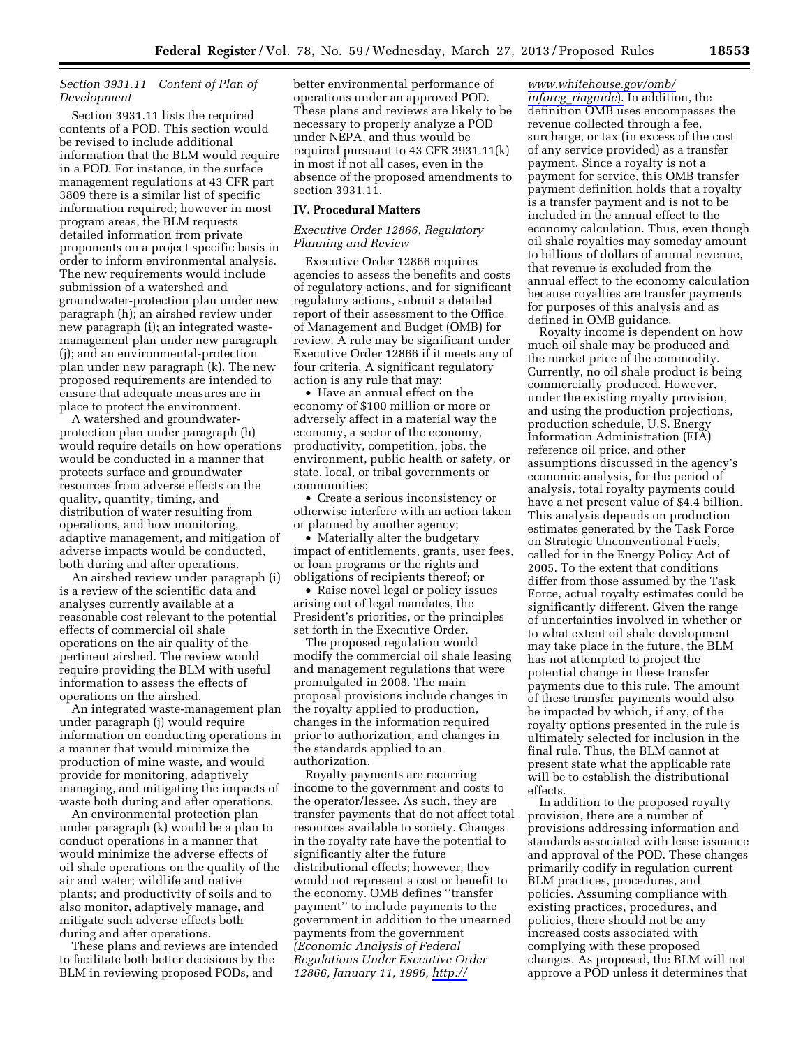*Section 3931.11 Content of Plan of Development*

Section 3931.11 lists the required contents of a POD. This section would be revised to include additional information that the BLM would require in a POD. For instance, in the surface management regulations at 43 CFR part 3809 there is a similar list of specific information required; however in most program areas, the BLM requests detailed information from private proponents on a project specific basis in order to inform environmental analysis. The new requirements would include submission of a watershed and groundwater-protection plan under new paragraph (h); an airshed review under new paragraph (i); an integrated waste-management plan under new paragraph (j); and an environmental-protection plan under new paragraph (k). The new proposed requirements are intended to ensure that adequate measures are in place to protect the environment.

A watershed and groundwater-protection plan under paragraph (h) would require details on how operations would be conducted in a manner that protects surface and groundwater resources from adverse effects on the quality, quantity, timing, and distribution of water resulting from operations, and how monitoring, adaptive management, and mitigation of adverse impacts would be conducted, both during and after operations.

An airshed review under paragraph (i) is a review of the scientific data and analyses currently available at a reasonable cost relevant to the potential effects of commercial oil shale operations on the air quality of the pertinent airshed. The review would require providing the BLM with useful information to assess the effects of operations on the airshed.

An integrated waste-management plan under paragraph (j) would require information on conducting operations in a manner that would minimize the production of mine waste, and would provide for monitoring, adaptively managing, and mitigating the impacts of waste both during and after operations.

An environmental protection plan under paragraph (k) would be a plan to conduct operations in a manner that would minimize the adverse effects of oil shale operations on the quality of the air and water; wildlife and native plants; and productivity of soils and to also monitor, adaptively manage, and mitigate such adverse effects both during and after operations.

These plans and reviews are intended to facilitate both better decisions by the BLM in reviewing proposed PODs, and better environmental performance of operations under an approved POD. These plans and reviews are likely to be necessary to properly analyze a POD under NEPA, and thus would be required pursuant to 43 CFR 3931.11(k) in most if not all cases, even in the absence of the proposed amendments to section 3931.11.

## IV. Procedural Matters

*Executive Order 12866, Regulatory Planning and Review*

Executive Order 12866 requires agencies to assess the benefits and costs of regulatory actions, and for significant regulatory actions, submit a detailed report of their assessment to the Office of Management and Budget (OMB) for review. A rule may be significant under Executive Order 12866 if it meets any of four criteria. A significant regulatory action is any rule that may:

- Have an annual effect on the economy of $100 million or more or adversely affect in a material way the economy, a sector of the economy, productivity, competition, jobs, the environment, public health or safety, or state, local, or tribal governments or communities;
- Create a serious inconsistency or otherwise interfere with an action taken or planned by another agency;
- Materially alter the budgetary impact of entitlements, grants, user fees, or loan programs or the rights and obligations of recipients thereof; or
- Raise novel legal or policy issues arising out of legal mandates, the President's priorities, or the principles set forth in the Executive Order.

The proposed regulation would modify the commercial oil shale leasing and management regulations that were promulgated in 2008. The main proposal provisions include changes in the royalty applied to production, changes in the information required prior to authorization, and changes in the standards applied to an authorization.

Royalty payments are recurring income to the government and costs to the operator/lessee. As such, they are transfer payments that do not affect total resources available to society. Changes in the royalty rate have the potential to significantly alter the future distributional effects; however, they would not represent a cost or benefit to the economy. OMB defines ''transfer payment'' to include payments to the government in addition to the unearned payments from the government *(Economic Analysis of Federal Regulations Under Executive Order 12866, January 11, 1996, http://www.whitehouse.gov/omb/inforeg_riaguide*). In addition, the definition OMB uses encompasses the revenue collected through a fee, surcharge, or tax (in excess of the cost of any service provided) as a transfer payment. Since a royalty is not a payment for service, this OMB transfer payment definition holds that a royalty is a transfer payment and is not to be included in the annual effect to the economy calculation. Thus, even though oil shale royalties may someday amount to billions of dollars of annual revenue, that revenue is excluded from the annual effect to the economy calculation because royalties are transfer payments for purposes of this analysis and as defined in OMB guidance.

Royalty income is dependent on how much oil shale may be produced and the market price of the commodity. Currently, no oil shale product is being commercially produced. However, under the existing royalty provision, and using the production projections, production schedule, U.S. Energy Information Administration (EIA) reference oil price, and other assumptions discussed in the agency's economic analysis, for the period of analysis, total royalty payments could have a net present value of $4.4 billion. This analysis depends on production estimates generated by the Task Force on Strategic Unconventional Fuels, called for in the Energy Policy Act of 2005. To the extent that conditions differ from those assumed by the Task Force, actual royalty estimates could be significantly different. Given the range of uncertainties involved in whether or to what extent oil shale development may take place in the future, the BLM has not attempted to project the potential change in these transfer payments due to this rule. The amount of these transfer payments would also be impacted by which, if any, of the royalty options presented in the rule is ultimately selected for inclusion in the final rule. Thus, the BLM cannot at present state what the applicable rate will be to establish the distributional effects.

In addition to the proposed royalty provision, there are a number of provisions addressing information and standards associated with lease issuance and approval of the POD. These changes primarily codify in regulation current BLM practices, procedures, and policies. Assuming compliance with existing practices, procedures, and policies, there should not be any increased costs associated with complying with these proposed changes. As proposed, the BLM will not approve a POD unless it determines that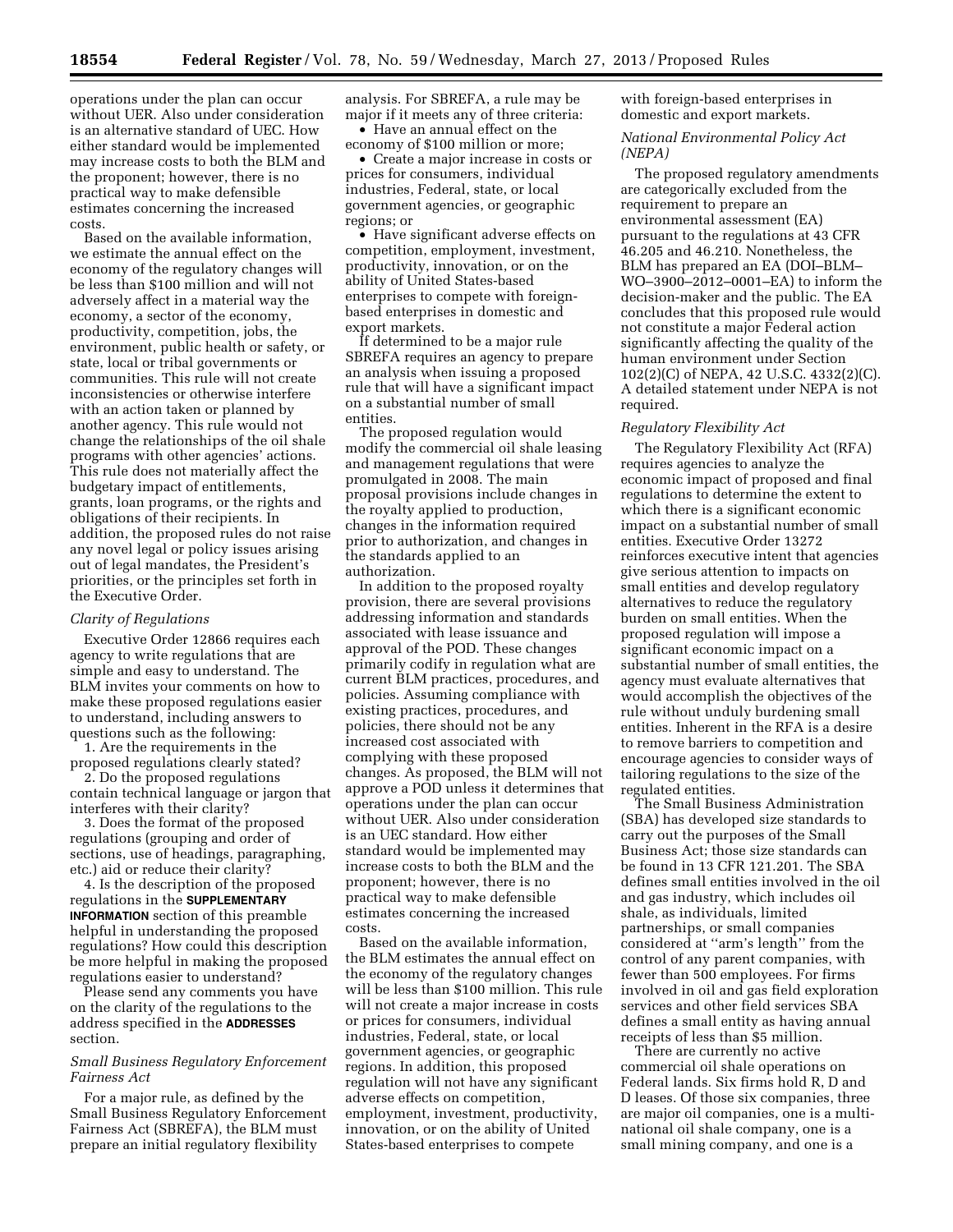operations under the plan can occur without UER. Also under consideration is an alternative standard of UEC. How either standard would be implemented may increase costs to both the BLM and the proponent; however, there is no practical way to make defensible estimates concerning the increased costs.

Based on the available information, we estimate the annual effect on the economy of the regulatory changes will be less than $100 million and will not adversely affect in a material way the economy, a sector of the economy, productivity, competition, jobs, the environment, public health or safety, or state, local or tribal governments or communities. This rule will not create inconsistencies or otherwise interfere with an action taken or planned by another agency. This rule would not change the relationships of the oil shale programs with other agencies' actions. This rule does not materially affect the budgetary impact of entitlements, grants, loan programs, or the rights and obligations of their recipients. In addition, the proposed rules do not raise any novel legal or policy issues arising out of legal mandates, the President's priorities, or the principles set forth in the Executive Order.

*Clarity of Regulations*

Executive Order 12866 requires each agency to write regulations that are simple and easy to understand. The BLM invites your comments on how to make these proposed regulations easier to understand, including answers to questions such as the following:

1. Are the requirements in the proposed regulations clearly stated?
2. Do the proposed regulations contain technical language or jargon that interferes with their clarity?
3. Does the format of the proposed regulations (grouping and order of sections, use of headings, paragraphing, etc.) aid or reduce their clarity?
4. Is the description of the proposed regulations in the **SUPPLEMENTARY INFORMATION** section of this preamble helpful in understanding the proposed regulations? How could this description be more helpful in making the proposed regulations easier to understand?

Please send any comments you have on the clarity of the regulations to the address specified in the **ADDRESSES** section.

*Small Business Regulatory Enforcement Fairness Act*

For a major rule, as defined by the Small Business Regulatory Enforcement Fairness Act (SBREFA), the BLM must prepare an initial regulatory flexibility analysis. For SBREFA, a rule may be major if it meets any of three criteria:

- Have an annual effect on the economy of $100 million or more;
- Create a major increase in costs or prices for consumers, individual industries, Federal, state, or local government agencies, or geographic regions; or
- Have significant adverse effects on competition, employment, investment, productivity, innovation, or on the ability of United States-based enterprises to compete with foreign-based enterprises in domestic and export markets.

If determined to be a major rule SBREFA requires an agency to prepare an analysis when issuing a proposed rule that will have a significant impact on a substantial number of small entities.

The proposed regulation would modify the commercial oil shale leasing and management regulations that were promulgated in 2008. The main proposal provisions include changes in the royalty applied to production, changes in the information required prior to authorization, and changes in the standards applied to an authorization.

In addition to the proposed royalty provision, there are several provisions addressing information and standards associated with lease issuance and approval of the POD. These changes primarily codify in regulation what are current BLM practices, procedures, and policies. Assuming compliance with existing practices, procedures, and policies, there should not be any increased cost associated with complying with these proposed changes. As proposed, the BLM will not approve a POD unless it determines that operations under the plan can occur without UER. Also under consideration is an UEC standard. How either standard would be implemented may increase costs to both the BLM and the proponent; however, there is no practical way to make defensible estimates concerning the increased costs.

Based on the available information, the BLM estimates the annual effect on the economy of the regulatory changes will be less than $100 million. This rule will not create a major increase in costs or prices for consumers, individual industries, Federal, state, or local government agencies, or geographic regions. In addition, this proposed regulation will not have any significant adverse effects on competition, employment, investment, productivity, innovation, or on the ability of United States-based enterprises to compete with foreign-based enterprises in domestic and export markets.

*National Environmental Policy Act (NEPA)*

The proposed regulatory amendments are categorically excluded from the requirement to prepare an environmental assessment (EA) pursuant to the regulations at 43 CFR 46.205 and 46.210. Nonetheless, the BLM has prepared an EA (DOI–BLM–WO–3900–2012–0001–EA) to inform the decision-maker and the public. The EA concludes that this proposed rule would not constitute a major Federal action significantly affecting the quality of the human environment under Section 102(2)(C) of NEPA, 42 U.S.C. 4332(2)(C). A detailed statement under NEPA is not required.

*Regulatory Flexibility Act*

The Regulatory Flexibility Act (RFA) requires agencies to analyze the economic impact of proposed and final regulations to determine the extent to which there is a significant economic impact on a substantial number of small entities. Executive Order 13272 reinforces executive intent that agencies give serious attention to impacts on small entities and develop regulatory alternatives to reduce the regulatory burden on small entities. When the proposed regulation will impose a significant economic impact on a substantial number of small entities, the agency must evaluate alternatives that would accomplish the objectives of the rule without unduly burdening small entities. Inherent in the RFA is a desire to remove barriers to competition and encourage agencies to consider ways of tailoring regulations to the size of the regulated entities.

The Small Business Administration (SBA) has developed size standards to carry out the purposes of the Small Business Act; those size standards can be found in 13 CFR 121.201. The SBA defines small entities involved in the oil and gas industry, which includes oil shale, as individuals, limited partnerships, or small companies considered at ''arm's length'' from the control of any parent companies, with fewer than 500 employees. For firms involved in oil and gas field exploration services and other field services SBA defines a small entity as having annual receipts of less than $5 million.

There are currently no active commercial oil shale operations on Federal lands. Six firms hold R, D and D leases. Of those six companies, three are major oil companies, one is a multi-national oil shale company, one is a small mining company, and one is a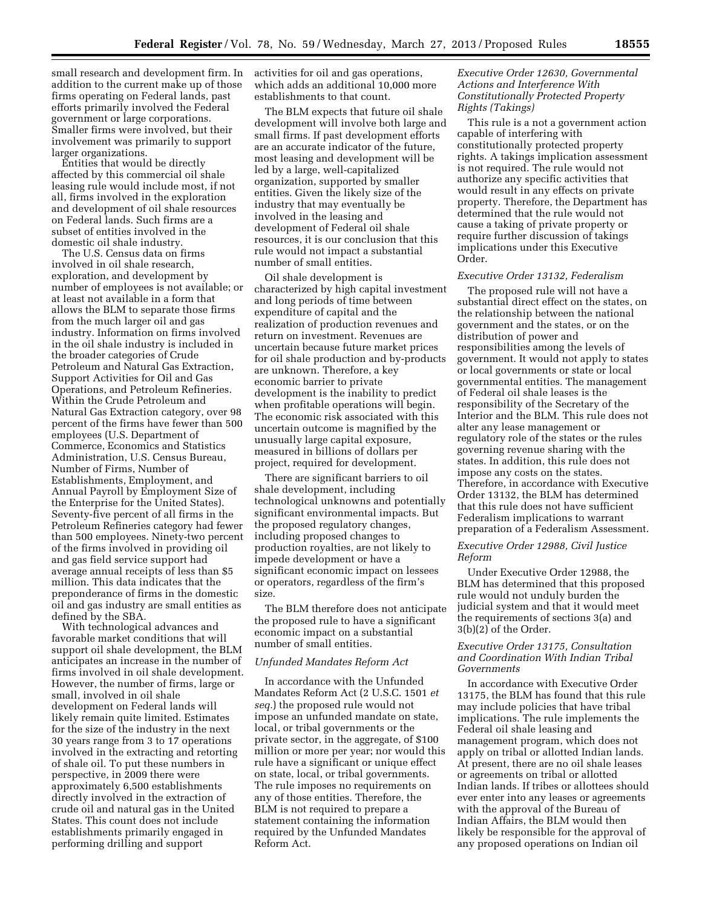small research and development firm. In addition to the current make up of those firms operating on Federal lands, past efforts primarily involved the Federal government or large corporations. Smaller firms were involved, but their involvement was primarily to support larger organizations.

Entities that would be directly affected by this commercial oil shale leasing rule would include most, if not all, firms involved in the exploration and development of oil shale resources on Federal lands. Such firms are a subset of entities involved in the domestic oil shale industry.

The U.S. Census data on firms involved in oil shale research, exploration, and development by number of employees is not available; or at least not available in a form that allows the BLM to separate those firms from the much larger oil and gas industry. Information on firms involved in the oil shale industry is included in the broader categories of Crude Petroleum and Natural Gas Extraction, Support Activities for Oil and Gas Operations, and Petroleum Refineries. Within the Crude Petroleum and Natural Gas Extraction category, over 98 percent of the firms have fewer than 500 employees (U.S. Department of Commerce, Economics and Statistics Administration, U.S. Census Bureau, Number of Firms, Number of Establishments, Employment, and Annual Payroll by Employment Size of the Enterprise for the United States). Seventy-five percent of all firms in the Petroleum Refineries category had fewer than 500 employees. Ninety-two percent of the firms involved in providing oil and gas field service support had average annual receipts of less than $5 million. This data indicates that the preponderance of firms in the domestic oil and gas industry are small entities as defined by the SBA.

With technological advances and favorable market conditions that will support oil shale development, the BLM anticipates an increase in the number of firms involved in oil shale development. However, the number of firms, large or small, involved in oil shale development on Federal lands will likely remain quite limited. Estimates for the size of the industry in the next 30 years range from 3 to 17 operations involved in the extracting and retorting of shale oil. To put these numbers in perspective, in 2009 there were approximately 6,500 establishments directly involved in the extraction of crude oil and natural gas in the United States. This count does not include establishments primarily engaged in performing drilling and support activities for oil and gas operations, which adds an additional 10,000 more establishments to that count.

The BLM expects that future oil shale development will involve both large and small firms. If past development efforts are an accurate indicator of the future, most leasing and development will be led by a large, well-capitalized organization, supported by smaller entities. Given the likely size of the industry that may eventually be involved in the leasing and development of Federal oil shale resources, it is our conclusion that this rule would not impact a substantial number of small entities.

Oil shale development is characterized by high capital investment and long periods of time between expenditure of capital and the realization of production revenues and return on investment. Revenues are uncertain because future market prices for oil shale production and by-products are unknown. Therefore, a key economic barrier to private development is the inability to predict when profitable operations will begin. The economic risk associated with this uncertain outcome is magnified by the unusually large capital exposure, measured in billions of dollars per project, required for development.

There are significant barriers to oil shale development, including technological unknowns and potentially significant environmental impacts. But the proposed regulatory changes, including proposed changes to production royalties, are not likely to impede development or have a significant economic impact on lessees or operators, regardless of the firm's size.

The BLM therefore does not anticipate the proposed rule to have a significant economic impact on a substantial number of small entities.

*Unfunded Mandates Reform Act*

In accordance with the Unfunded Mandates Reform Act (2 U.S.C. 1501 *et seq.*) the proposed rule would not impose an unfunded mandate on state, local, or tribal governments or the private sector, in the aggregate, of $100 million or more per year; nor would this rule have a significant or unique effect on state, local, or tribal governments. The rule imposes no requirements on any of those entities. Therefore, the BLM is not required to prepare a statement containing the information required by the Unfunded Mandates Reform Act.

*Executive Order 12630, Governmental Actions and Interference With Constitutionally Protected Property Rights (Takings)*

This rule is a not a government action capable of interfering with constitutionally protected property rights. A takings implication assessment is not required. The rule would not authorize any specific activities that would result in any effects on private property. Therefore, the Department has determined that the rule would not cause a taking of private property or require further discussion of takings implications under this Executive Order.

*Executive Order 13132, Federalism*

The proposed rule will not have a substantial direct effect on the states, on the relationship between the national government and the states, or on the distribution of power and responsibilities among the levels of government. It would not apply to states or local governments or state or local governmental entities. The management of Federal oil shale leases is the responsibility of the Secretary of the Interior and the BLM. This rule does not alter any lease management or regulatory role of the states or the rules governing revenue sharing with the states. In addition, this rule does not impose any costs on the states. Therefore, in accordance with Executive Order 13132, the BLM has determined that this rule does not have sufficient Federalism implications to warrant preparation of a Federalism Assessment.

*Executive Order 12988, Civil Justice Reform*

Under Executive Order 12988, the BLM has determined that this proposed rule would not unduly burden the judicial system and that it would meet the requirements of sections 3(a) and 3(b)(2) of the Order.

*Executive Order 13175, Consultation and Coordination With Indian Tribal Governments*

In accordance with Executive Order 13175, the BLM has found that this rule may include policies that have tribal implications. The rule implements the Federal oil shale leasing and management program, which does not apply on tribal or allotted Indian lands. At present, there are no oil shale leases or agreements on tribal or allotted Indian lands. If tribes or allottees should ever enter into any leases or agreements with the approval of the Bureau of Indian Affairs, the BLM would then likely be responsible for the approval of any proposed operations on Indian oil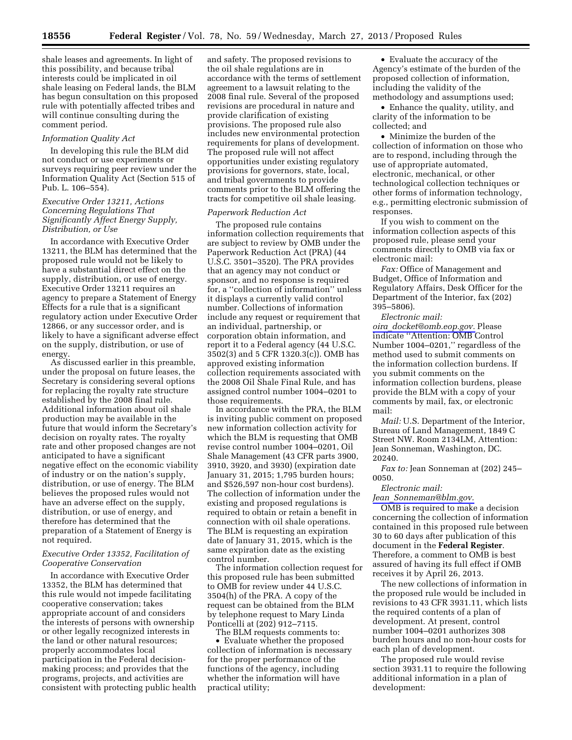shale leases and agreements. In light of this possibility, and because tribal interests could be implicated in oil shale leasing on Federal lands, the BLM has begun consultation on this proposed rule with potentially affected tribes and will continue consulting during the comment period.

*Information Quality Act*

In developing this rule the BLM did not conduct or use experiments or surveys requiring peer review under the Information Quality Act (Section 515 of Pub. L. 106–554).

*Executive Order 13211, Actions Concerning Regulations That Significantly Affect Energy Supply, Distribution, or Use*

In accordance with Executive Order 13211, the BLM has determined that the proposed rule would not be likely to have a substantial direct effect on the supply, distribution, or use of energy. Executive Order 13211 requires an agency to prepare a Statement of Energy Effects for a rule that is a significant regulatory action under Executive Order 12866, or any successor order, and is likely to have a significant adverse effect on the supply, distribution, or use of energy.

As discussed earlier in this preamble, under the proposal on future leases, the Secretary is considering several options for replacing the royalty rate structure established by the 2008 final rule. Additional information about oil shale production may be available in the future that would inform the Secretary's decision on royalty rates. The royalty rate and other proposed changes are not anticipated to have a significant negative effect on the economic viability of industry or on the nation's supply, distribution, or use of energy. The BLM believes the proposed rules would not have an adverse effect on the supply, distribution, or use of energy, and therefore has determined that the preparation of a Statement of Energy is not required.

*Executive Order 13352, Facilitation of Cooperative Conservation*

In accordance with Executive Order 13352, the BLM has determined that this rule would not impede facilitating cooperative conservation; takes appropriate account of and considers the interests of persons with ownership or other legally recognized interests in the land or other natural resources; properly accommodates local participation in the Federal decision-making process; and provides that the programs, projects, and activities are consistent with protecting public health and safety. The proposed revisions to the oil shale regulations are in accordance with the terms of settlement agreement to a lawsuit relating to the 2008 final rule. Several of the proposed revisions are procedural in nature and provide clarification of existing provisions. The proposed rule also includes new environmental protection requirements for plans of development. The proposed rule will not affect opportunities under existing regulatory provisions for governors, state, local, and tribal governments to provide comments prior to the BLM offering the tracts for competitive oil shale leasing.

*Paperwork Reduction Act*

The proposed rule contains information collection requirements that are subject to review by OMB under the Paperwork Reduction Act (PRA) (44 U.S.C. 3501–3520). The PRA provides that an agency may not conduct or sponsor, and no response is required for, a "collection of information" unless it displays a currently valid control number. Collections of information include any request or requirement that an individual, partnership, or corporation obtain information, and report it to a Federal agency (44 U.S.C. 3502(3) and 5 CFR 1320.3(c)). OMB has approved existing information collection requirements associated with the 2008 Oil Shale Final Rule, and has assigned control number 1004–0201 to those requirements.

In accordance with the PRA, the BLM is inviting public comment on proposed new information collection activity for which the BLM is requesting that OMB revise control number 1004–0201, Oil Shale Management (43 CFR parts 3900, 3910, 3920, and 3930) (expiration date January 31, 2015; 1,795 burden hours; and $526,597 non-hour cost burdens). The collection of information under the existing and proposed regulations is required to obtain or retain a benefit in connection with oil shale operations. The BLM is requesting an expiration date of January 31, 2015, which is the same expiration date as the existing control number.

The information collection request for this proposed rule has been submitted to OMB for review under 44 U.S.C. 3504(h) of the PRA. A copy of the request can be obtained from the BLM by telephone request to Mary Linda Ponticelli at (202) 912–7115.

The BLM requests comments to:

- Evaluate whether the proposed collection of information is necessary for the proper performance of the functions of the agency, including whether the information will have practical utility;
- Evaluate the accuracy of the Agency's estimate of the burden of the proposed collection of information, including the validity of the methodology and assumptions used;
- Enhance the quality, utility, and clarity of the information to be collected; and
- Minimize the burden of the collection of information on those who are to respond, including through the use of appropriate automated, electronic, mechanical, or other technological collection techniques or other forms of information technology, e.g., permitting electronic submission of responses.

If you wish to comment on the information collection aspects of this proposed rule, please send your comments directly to OMB via fax or electronic mail:

*Fax:* Office of Management and Budget, Office of Information and Regulatory Affairs, Desk Officer for the Department of the Interior, fax (202) 395–5806).

*Electronic mail:* *oira_docket@omb.eop.gov.* Please indicate "Attention: OMB Control Number 1004–0201," regardless of the method used to submit comments on the information collection burdens. If you submit comments on the information collection burdens, please provide the BLM with a copy of your comments by mail, fax, or electronic mail:

*Mail:* U.S. Department of the Interior, Bureau of Land Management, 1849 C Street NW. Room 2134LM, Attention: Jean Sonneman, Washington, DC. 20240.

*Fax to:* Jean Sonneman at (202) 245–0050.

*Electronic mail:* *Jean_Sonneman@blm.gov.*

OMB is required to make a decision concerning the collection of information contained in this proposed rule between 30 to 60 days after publication of this document in the **Federal Register**. Therefore, a comment to OMB is best assured of having its full effect if OMB receives it by April 26, 2013.

The new collections of information in the proposed rule would be included in revisions to 43 CFR 3931.11, which lists the required contents of a plan of development. At present, control number 1004–0201 authorizes 308 burden hours and no non-hour costs for each plan of development.

The proposed rule would revise section 3931.11 to require the following additional information in a plan of development: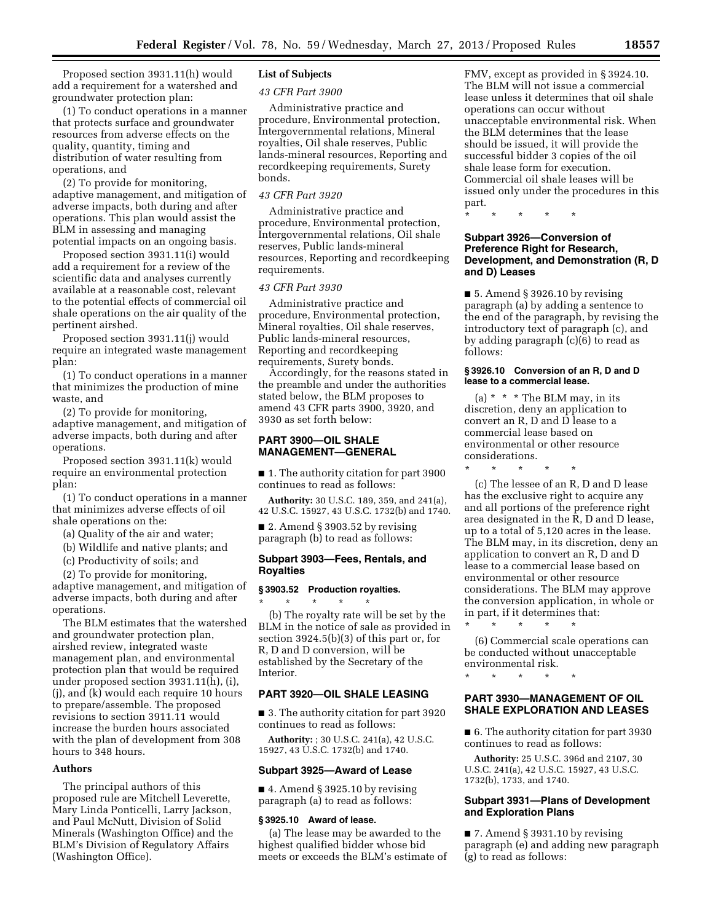Proposed section 3931.11(h) would add a requirement for a watershed and groundwater protection plan:

(1) To conduct operations in a manner that protects surface and groundwater resources from adverse effects on the quality, quantity, timing and distribution of water resulting from operations, and

(2) To provide for monitoring, adaptive management, and mitigation of adverse impacts, both during and after operations. This plan would assist the BLM in assessing and managing potential impacts on an ongoing basis.

Proposed section 3931.11(i) would add a requirement for a review of the scientific data and analyses currently available at a reasonable cost, relevant to the potential effects of commercial oil shale operations on the air quality of the pertinent airshed.

Proposed section 3931.11(j) would require an integrated waste management plan:

(1) To conduct operations in a manner that minimizes the production of mine waste, and

(2) To provide for monitoring, adaptive management, and mitigation of adverse impacts, both during and after operations.

Proposed section 3931.11(k) would require an environmental protection plan:

(1) To conduct operations in a manner that minimizes adverse effects of oil shale operations on the:

(a) Quality of the air and water;

(b) Wildlife and native plants; and

(c) Productivity of soils; and

(2) To provide for monitoring, adaptive management, and mitigation of adverse impacts, both during and after operations.

The BLM estimates that the watershed and groundwater protection plan, airshed review, integrated waste management plan, and environmental protection plan that would be required under proposed section 3931.11(h), (i), (j), and (k) would each require 10 hours to prepare/assemble. The proposed revisions to section 3911.11 would increase the burden hours associated with the plan of development from 308 hours to 348 hours.

## Authors

The principal authors of this proposed rule are Mitchell Leverette, Mary Linda Ponticelli, Larry Jackson, and Paul McNutt, Division of Solid Minerals (Washington Office) and the BLM's Division of Regulatory Affairs (Washington Office).

## List of Subjects

### *43 CFR Part 3900*

Administrative practice and procedure, Environmental protection, Intergovernmental relations, Mineral royalties, Oil shale reserves, Public lands-mineral resources, Reporting and recordkeeping requirements, Surety bonds.

### *43 CFR Part 3920*

Administrative practice and procedure, Environmental protection, Intergovernmental relations, Oil shale reserves, Public lands-mineral resources, Reporting and recordkeeping requirements.

### *43 CFR Part 3930*

Administrative practice and procedure, Environmental protection, Mineral royalties, Oil shale reserves, Public lands-mineral resources, Reporting and recordkeeping requirements, Surety bonds.

Accordingly, for the reasons stated in the preamble and under the authorities stated below, the BLM proposes to amend 43 CFR parts 3900, 3920, and 3930 as set forth below:

## PART 3900—OIL SHALE MANAGEMENT—GENERAL

■ 1. The authority citation for part 3900 continues to read as follows:

**Authority:** 30 U.S.C. 189, 359, and 241(a), 42 U.S.C. 15927, 43 U.S.C. 1732(b) and 1740.

■ 2. Amend § 3903.52 by revising paragraph (b) to read as follows:

### Subpart 3903—Fees, Rentals, and Royalties

#### § 3903.52 Production royalties.

\* \* \* \* \*

(b) The royalty rate will be set by the BLM in the notice of sale as provided in section 3924.5(b)(3) of this part or, for R, D and D conversion, will be established by the Secretary of the Interior.

## PART 3920—OIL SHALE LEASING

■ 3. The authority citation for part 3920 continues to read as follows:

**Authority:** ; 30 U.S.C. 241(a), 42 U.S.C. 15927, 43 U.S.C. 1732(b) and 1740.

### Subpart 3925—Award of Lease

■ 4. Amend § 3925.10 by revising paragraph (a) to read as follows:

#### § 3925.10 Award of lease.

(a) The lease may be awarded to the highest qualified bidder whose bid meets or exceeds the BLM's estimate of FMV, except as provided in § 3924.10. The BLM will not issue a commercial lease unless it determines that oil shale operations can occur without unacceptable environmental risk. When the BLM determines that the lease should be issued, it will provide the successful bidder 3 copies of the oil shale lease form for execution. Commercial oil shale leases will be issued only under the procedures in this part.

\* \* \* \* \*

### Subpart 3926—Conversion of Preference Right for Research, Development, and Demonstration (R, D and D) Leases

■ 5. Amend § 3926.10 by revising paragraph (a) by adding a sentence to the end of the paragraph, by revising the introductory text of paragraph (c), and by adding paragraph (c)(6) to read as follows:

#### § 3926.10 Conversion of an R, D and D lease to a commercial lease.

(a) \* \* \* The BLM may, in its discretion, deny an application to convert an R, D and D lease to a commercial lease based on environmental or other resource considerations.

\* \* \* \* \*

(c) The lessee of an R, D and D lease has the exclusive right to acquire any and all portions of the preference right area designated in the R, D and D lease, up to a total of 5,120 acres in the lease. The BLM may, in its discretion, deny an application to convert an R, D and D lease to a commercial lease based on environmental or other resource considerations. The BLM may approve the conversion application, in whole or in part, if it determines that:

\* \* \* \* \*

(6) Commercial scale operations can be conducted without unacceptable environmental risk.

\* \* \* \* \*

## PART 3930—MANAGEMENT OF OIL SHALE EXPLORATION AND LEASES

■ 6. The authority citation for part 3930 continues to read as follows:

**Authority:** 25 U.S.C. 396d and 2107, 30 U.S.C. 241(a), 42 U.S.C. 15927, 43 U.S.C. 1732(b), 1733, and 1740.

### Subpart 3931—Plans of Development and Exploration Plans

■ 7. Amend § 3931.10 by revising paragraph (e) and adding new paragraph (g) to read as follows: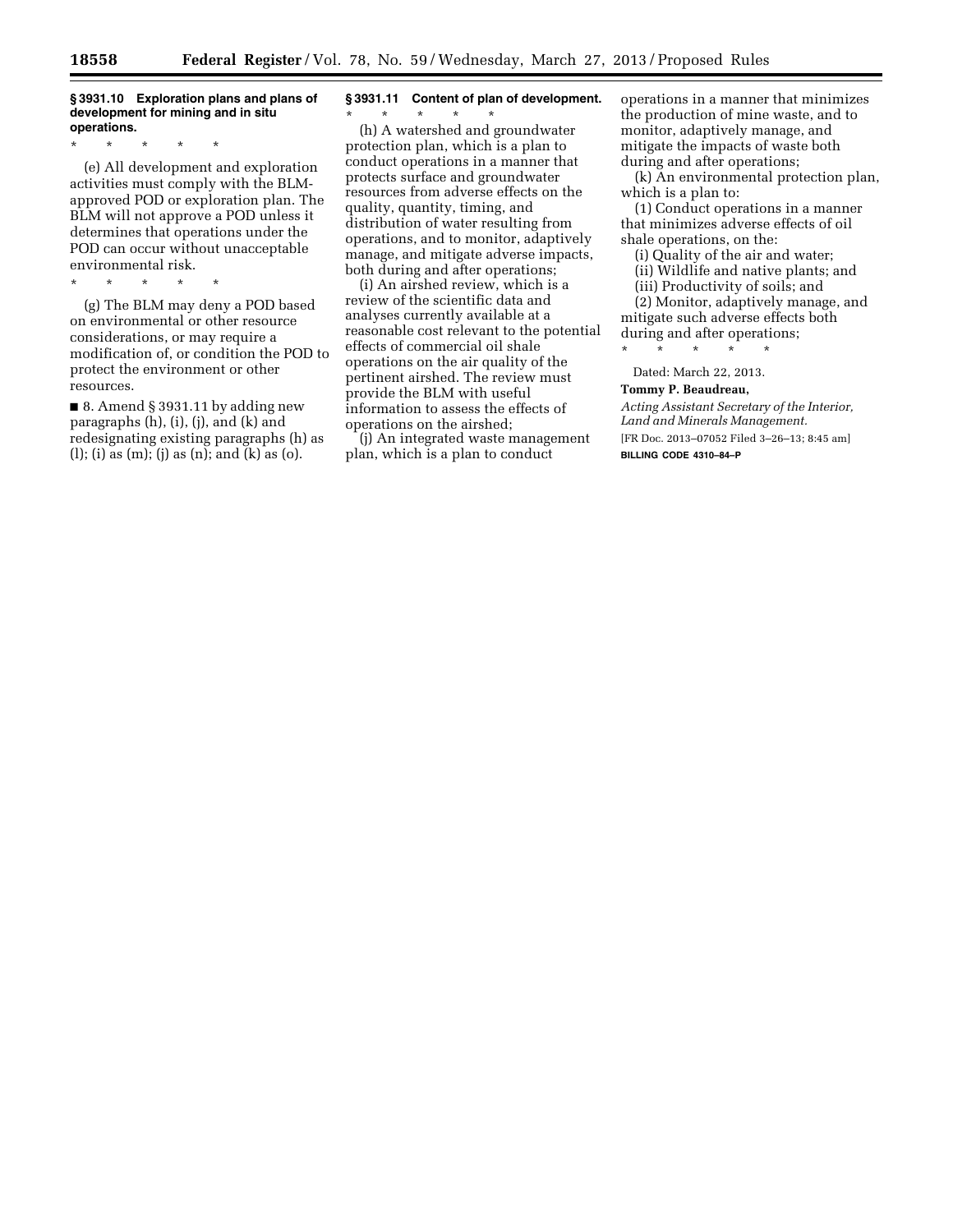**§ 3931.10 Exploration plans and plans of development for mining and in situ operations.**

\* \* \* \* \*

(e) All development and exploration activities must comply with the BLM-approved POD or exploration plan. The BLM will not approve a POD unless it determines that operations under the POD can occur without unacceptable environmental risk.

\* \* \* \* \*

(g) The BLM may deny a POD based on environmental or other resource considerations, or may require a modification of, or condition the POD to protect the environment or other resources.

■ 8. Amend § 3931.11 by adding new paragraphs (h), (i), (j), and (k) and redesignating existing paragraphs (h) as (l); (i) as (m); (j) as (n); and (k) as (o).

**§ 3931.11 Content of plan of development.**

\* \* \* \* \*

(h) A watershed and groundwater protection plan, which is a plan to conduct operations in a manner that protects surface and groundwater resources from adverse effects on the quality, quantity, timing, and distribution of water resulting from operations, and to monitor, adaptively manage, and mitigate adverse impacts, both during and after operations;

(i) An airshed review, which is a review of the scientific data and analyses currently available at a reasonable cost relevant to the potential effects of commercial oil shale operations on the air quality of the pertinent airshed. The review must provide the BLM with useful information to assess the effects of operations on the airshed;

(j) An integrated waste management plan, which is a plan to conduct operations in a manner that minimizes the production of mine waste, and to monitor, adaptively manage, and mitigate the impacts of waste both during and after operations;

(k) An environmental protection plan, which is a plan to:

(1) Conduct operations in a manner that minimizes adverse effects of oil shale operations, on the:

(i) Quality of the air and water;

(ii) Wildlife and native plants; and

(iii) Productivity of soils; and

(2) Monitor, adaptively manage, and mitigate such adverse effects both during and after operations;

\* \* \* \* \*

Dated: March 22, 2013.

**Tommy P. Beaudreau,**

*Acting Assistant Secretary of the Interior, Land and Minerals Management.*

[FR Doc. 2013–07052 Filed 3–26–13; 8:45 am]

**BILLING CODE 4310–84–P**